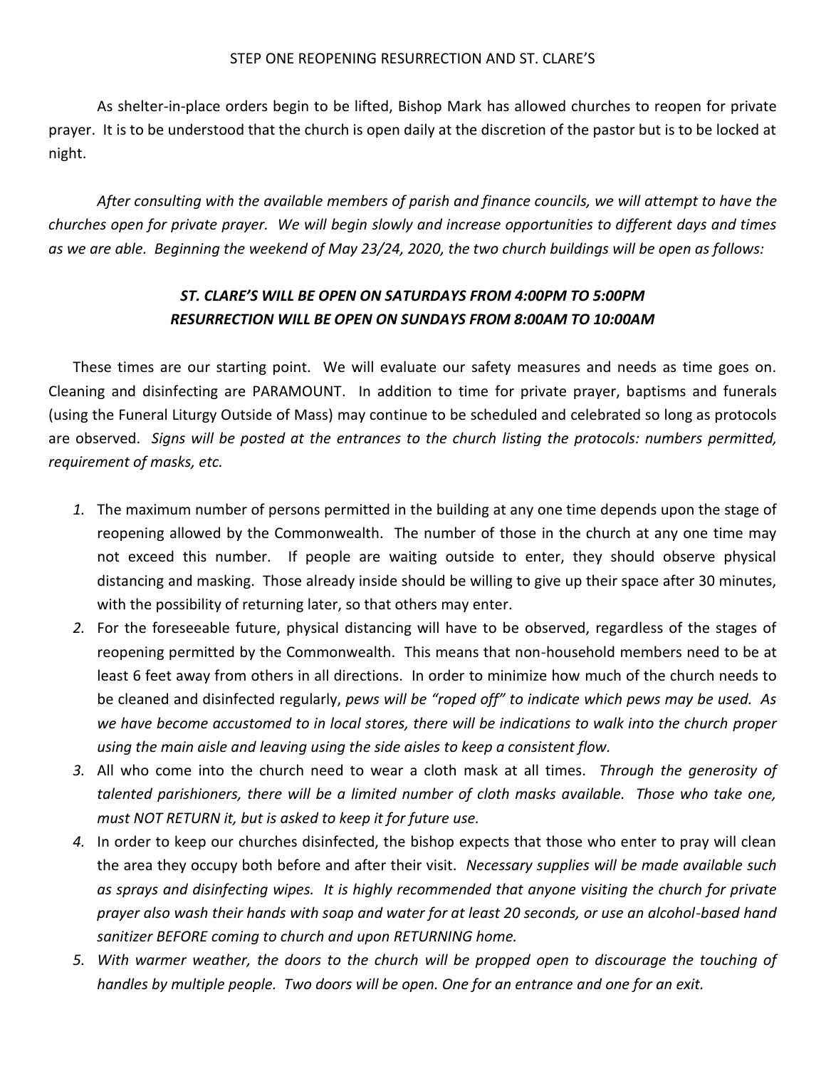# STEP ONE REOPENING RESURRECTION AND ST. CLARE'S

As shelter-in-place orders begin to be lifted, Bishop Mark has allowed churches to reopen for private prayer. It is to be understood that the church is open daily at the discretion of the pastor but is to be locked at night.

*After consulting with the available members of parish and finance councils, we will attempt to have the churches open for private prayer. We will begin slowly and increase opportunities to different days and times as we are able. Beginning the weekend of May 23/24, 2020, the two church buildings will be open as follows:*

***ST. CLARE'S WILL BE OPEN ON SATURDAYS FROM 4:00PM TO 5:00PM***
***RESURRECTION WILL BE OPEN ON SUNDAYS FROM 8:00AM TO 10:00AM***

These times are our starting point. We will evaluate our safety measures and needs as time goes on. Cleaning and disinfecting are PARAMOUNT. In addition to time for private prayer, baptisms and funerals (using the Funeral Liturgy Outside of Mass) may continue to be scheduled and celebrated so long as protocols are observed. *Signs will be posted at the entrances to the church listing the protocols: numbers permitted, requirement of masks, etc.*

1. The maximum number of persons permitted in the building at any one time depends upon the stage of reopening allowed by the Commonwealth. The number of those in the church at any one time may not exceed this number. If people are waiting outside to enter, they should observe physical distancing and masking. Those already inside should be willing to give up their space after 30 minutes, with the possibility of returning later, so that others may enter.
2. For the foreseeable future, physical distancing will have to be observed, regardless of the stages of reopening permitted by the Commonwealth. This means that non-household members need to be at least 6 feet away from others in all directions. In order to minimize how much of the church needs to be cleaned and disinfected regularly, *pews will be "roped off" to indicate which pews may be used. As we have become accustomed to in local stores, there will be indications to walk into the church proper using the main aisle and leaving using the side aisles to keep a consistent flow.*
3. All who come into the church need to wear a cloth mask at all times. *Through the generosity of talented parishioners, there will be a limited number of cloth masks available. Those who take one, must NOT RETURN it, but is asked to keep it for future use.*
4. In order to keep our churches disinfected, the bishop expects that those who enter to pray will clean the area they occupy both before and after their visit. *Necessary supplies will be made available such as sprays and disinfecting wipes. It is highly recommended that anyone visiting the church for private prayer also wash their hands with soap and water for at least 20 seconds, or use an alcohol-based hand sanitizer BEFORE coming to church and upon RETURNING home.*
5. *With warmer weather, the doors to the church will be propped open to discourage the touching of handles by multiple people. Two doors will be open. One for an entrance and one for an exit.*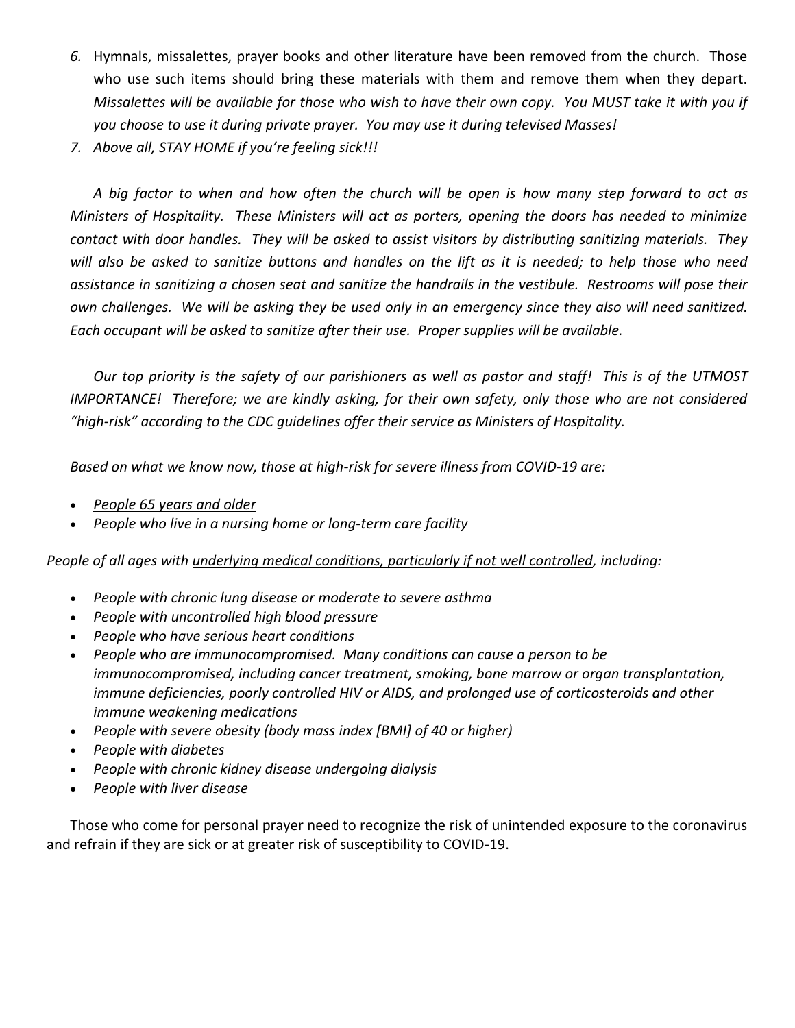6. Hymnals, missalettes, prayer books and other literature have been removed from the church. Those who use such items should bring these materials with them and remove them when they depart. *Missalettes will be available for those who wish to have their own copy. You MUST take it with you if you choose to use it during private prayer. You may use it during televised Masses!*
7. *Above all, STAY HOME if you're feeling sick!!!*

*A big factor to when and how often the church will be open is how many step forward to act as Ministers of Hospitality. These Ministers will act as porters, opening the doors has needed to minimize contact with door handles. They will be asked to assist visitors by distributing sanitizing materials. They will also be asked to sanitize buttons and handles on the lift as it is needed; to help those who need assistance in sanitizing a chosen seat and sanitize the handrails in the vestibule. Restrooms will pose their own challenges. We will be asking they be used only in an emergency since they also will need sanitized. Each occupant will be asked to sanitize after their use. Proper supplies will be available.*

*Our top priority is the safety of our parishioners as well as pastor and staff! This is of the UTMOST IMPORTANCE! Therefore; we are kindly asking, for their own safety, only those who are not considered "high-risk" according to the CDC guidelines offer their service as Ministers of Hospitality.*

*Based on what we know now, those at high-risk for severe illness from COVID-19 are:*

- *<u>People 65 years and older</u>*
- *People who live in a nursing home or long-term care facility*

*People of all ages with <u>underlying medical conditions, particularly if not well controlled</u>, including:*

- *People with chronic lung disease or moderate to severe asthma*
- *People with uncontrolled high blood pressure*
- *People who have serious heart conditions*
- *People who are immunocompromised. Many conditions can cause a person to be immunocompromised, including cancer treatment, smoking, bone marrow or organ transplantation, immune deficiencies, poorly controlled HIV or AIDS, and prolonged use of corticosteroids and other immune weakening medications*
- *People with severe obesity (body mass index [BMI] of 40 or higher)*
- *People with diabetes*
- *People with chronic kidney disease undergoing dialysis*
- *People with liver disease*

Those who come for personal prayer need to recognize the risk of unintended exposure to the coronavirus and refrain if they are sick or at greater risk of susceptibility to COVID-19.